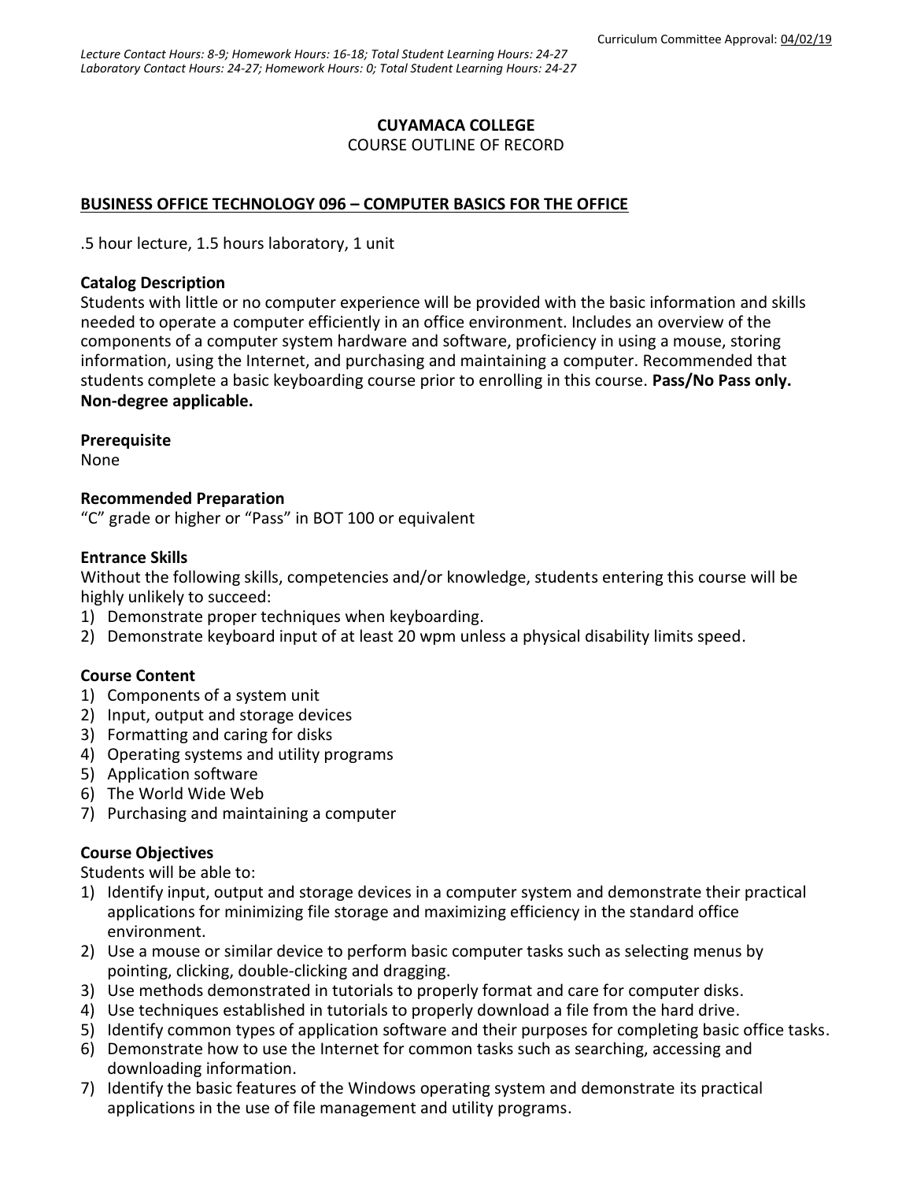Curriculum Committee Approval: 04/02/19

*Lecture Contact Hours: 8-9; Homework Hours: 16-18; Total Student Learning Hours: 24-27*
*Laboratory Contact Hours: 24-27; Homework Hours: 0; Total Student Learning Hours: 24-27*

**CUYAMACA COLLEGE**
COURSE OUTLINE OF RECORD

# BUSINESS OFFICE TECHNOLOGY 096 – COMPUTER BASICS FOR THE OFFICE

.5 hour lecture, 1.5 hours laboratory, 1 unit

**Catalog Description**
Students with little or no computer experience will be provided with the basic information and skills needed to operate a computer efficiently in an office environment. Includes an overview of the components of a computer system hardware and software, proficiency in using a mouse, storing information, using the Internet, and purchasing and maintaining a computer. Recommended that students complete a basic keyboarding course prior to enrolling in this course. **Pass/No Pass only. Non-degree applicable.**

**Prerequisite**
None

**Recommended Preparation**
"C" grade or higher or "Pass" in BOT 100 or equivalent

**Entrance Skills**
Without the following skills, competencies and/or knowledge, students entering this course will be highly unlikely to succeed:
1) Demonstrate proper techniques when keyboarding.
2) Demonstrate keyboard input of at least 20 wpm unless a physical disability limits speed.

**Course Content**
1) Components of a system unit
2) Input, output and storage devices
3) Formatting and caring for disks
4) Operating systems and utility programs
5) Application software
6) The World Wide Web
7) Purchasing and maintaining a computer

**Course Objectives**
Students will be able to:
1) Identify input, output and storage devices in a computer system and demonstrate their practical applications for minimizing file storage and maximizing efficiency in the standard office environment.
2) Use a mouse or similar device to perform basic computer tasks such as selecting menus by pointing, clicking, double-clicking and dragging.
3) Use methods demonstrated in tutorials to properly format and care for computer disks.
4) Use techniques established in tutorials to properly download a file from the hard drive.
5) Identify common types of application software and their purposes for completing basic office tasks.
6) Demonstrate how to use the Internet for common tasks such as searching, accessing and downloading information.
7) Identify the basic features of the Windows operating system and demonstrate its practical applications in the use of file management and utility programs.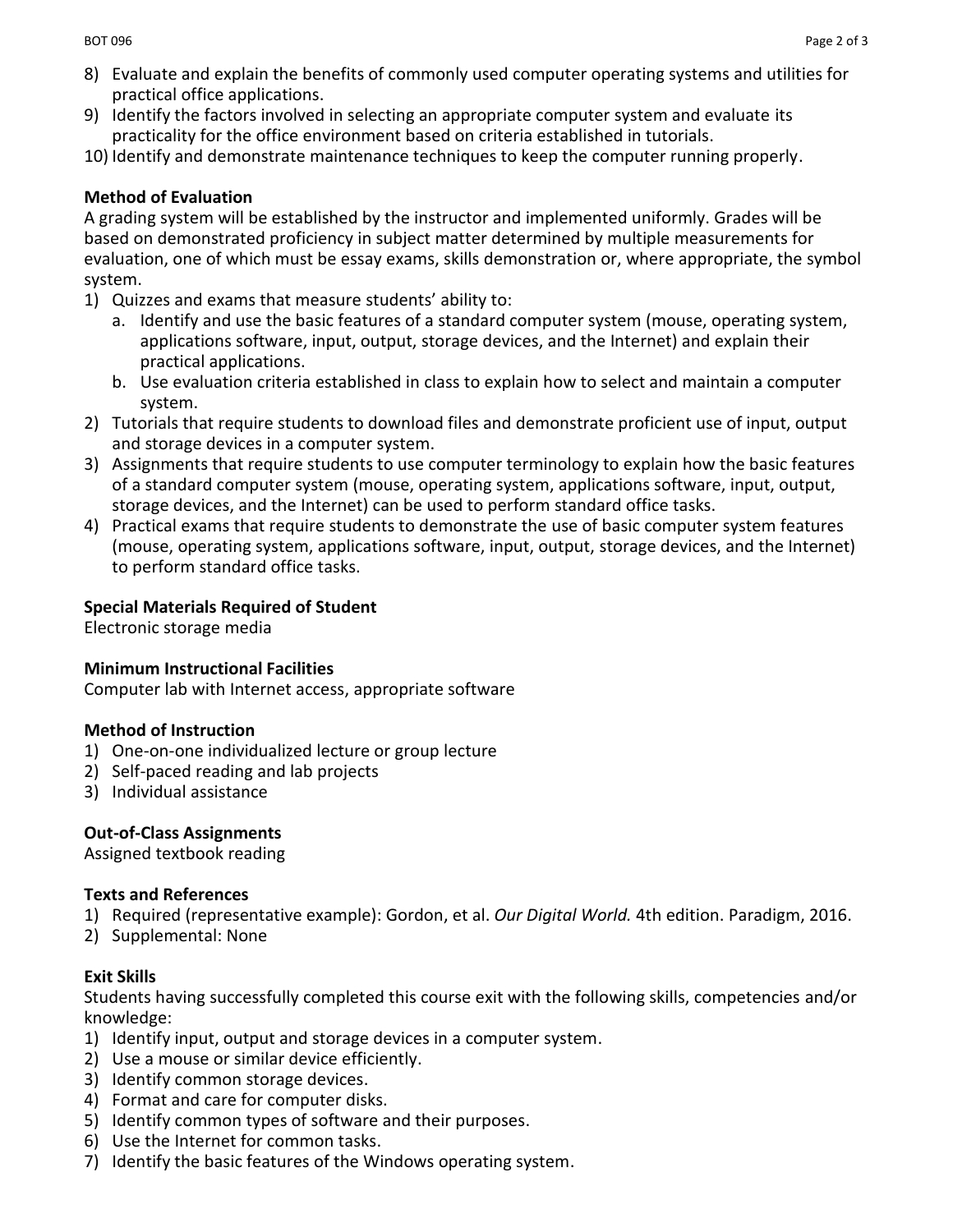8) Evaluate and explain the benefits of commonly used computer operating systems and utilities for practical office applications.
9) Identify the factors involved in selecting an appropriate computer system and evaluate its practicality for the office environment based on criteria established in tutorials.
10) Identify and demonstrate maintenance techniques to keep the computer running properly.

**Method of Evaluation**

A grading system will be established by the instructor and implemented uniformly. Grades will be based on demonstrated proficiency in subject matter determined by multiple measurements for evaluation, one of which must be essay exams, skills demonstration or, where appropriate, the symbol system.

1) Quizzes and exams that measure students' ability to:
    a. Identify and use the basic features of a standard computer system (mouse, operating system, applications software, input, output, storage devices, and the Internet) and explain their practical applications.
    b. Use evaluation criteria established in class to explain how to select and maintain a computer system.
2) Tutorials that require students to download files and demonstrate proficient use of input, output and storage devices in a computer system.
3) Assignments that require students to use computer terminology to explain how the basic features of a standard computer system (mouse, operating system, applications software, input, output, storage devices, and the Internet) can be used to perform standard office tasks.
4) Practical exams that require students to demonstrate the use of basic computer system features (mouse, operating system, applications software, input, output, storage devices, and the Internet) to perform standard office tasks.

**Special Materials Required of Student**

Electronic storage media

**Minimum Instructional Facilities**

Computer lab with Internet access, appropriate software

**Method of Instruction**

1) One-on-one individualized lecture or group lecture
2) Self-paced reading and lab projects
3) Individual assistance

**Out-of-Class Assignments**

Assigned textbook reading

**Texts and References**

1) Required (representative example): Gordon, et al. *Our Digital World.* 4th edition. Paradigm, 2016.
2) Supplemental: None

**Exit Skills**

Students having successfully completed this course exit with the following skills, competencies and/or knowledge:

1) Identify input, output and storage devices in a computer system.
2) Use a mouse or similar device efficiently.
3) Identify common storage devices.
4) Format and care for computer disks.
5) Identify common types of software and their purposes.
6) Use the Internet for common tasks.
7) Identify the basic features of the Windows operating system.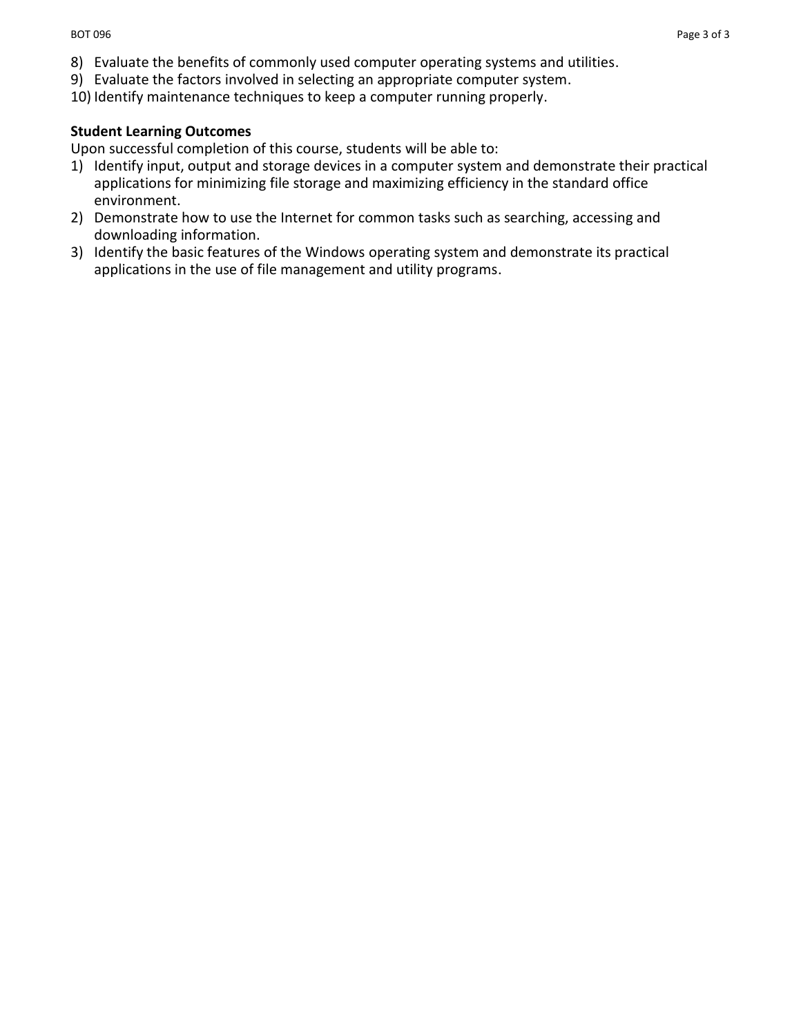8) Evaluate the benefits of commonly used computer operating systems and utilities.
9) Evaluate the factors involved in selecting an appropriate computer system.
10) Identify maintenance techniques to keep a computer running properly.

**Student Learning Outcomes**

Upon successful completion of this course, students will be able to:

1) Identify input, output and storage devices in a computer system and demonstrate their practical applications for minimizing file storage and maximizing efficiency in the standard office environment.
2) Demonstrate how to use the Internet for common tasks such as searching, accessing and downloading information.
3) Identify the basic features of the Windows operating system and demonstrate its practical applications in the use of file management and utility programs.